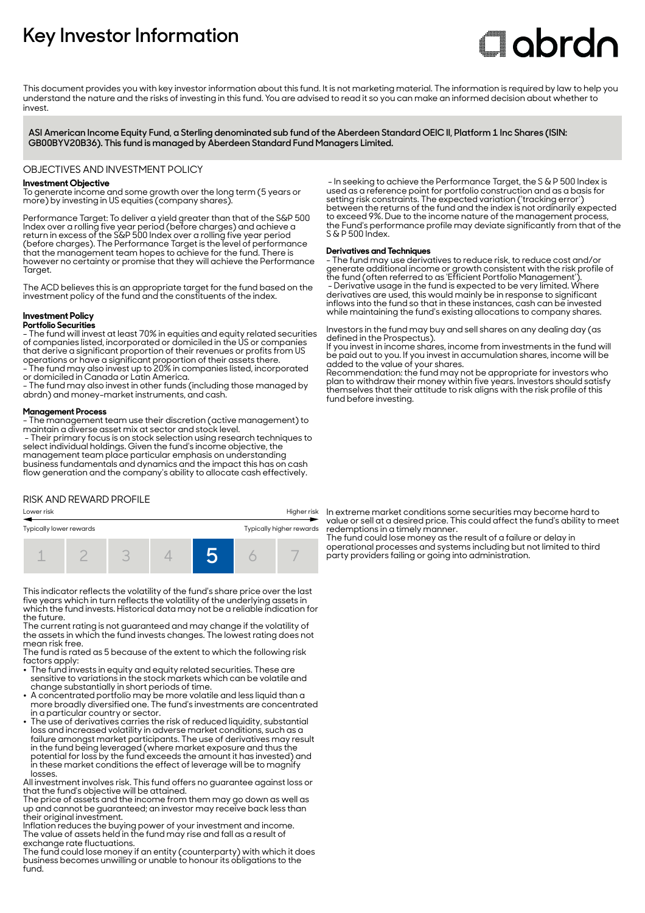# Key Investor Information

abrdn

This document provides you with key investor information about this fund. It is not marketing material. The information is required by law to help you understand the nature and the risks of investing in this fund. You are advised to read it so you can make an informed decision about whether to invest.

**ASI American Income Equity Fund, a Sterling denominated sub fund of the Aberdeen Standard OEIC II, Platform 1 Inc Shares (ISIN: GB00BYV20B36). This fund is managed by Aberdeen Standard Fund Managers Limited.**

## OBJECTIVES AND INVESTMENT POLICY

**Investment Objective**

To generate income and some growth over the long term (5 years or more) by investing in US equities (company shares).

Performance Target: To deliver a yield greater than that of the S&P 500 Index over a rolling five year period (before charges) and achieve a return in excess of the S&P 500 Index over a rolling five year period (before charges). The Performance Target is the level of performance that the management team hopes to achieve for the fund. There is however no certainty or promise that they will achieve the Performance Target.

The ACD believes this is an appropriate target for the fund based on the investment policy of the fund and the constituents of the index.

**Investment Policy**

**Portfolio Securities**

- The fund will invest at least 70% in equities and equity related securities of companies listed, incorporated or domiciled in the US or companies that derive a significant proportion of their revenues or profits from US operations or have a significant proportion of their assets there.
- The fund may also invest up to 20% in companies listed, incorporated or domiciled in Canada or Latin America.
- The fund may also invest in other funds (including those managed by abrdn) and money-market instruments, and cash.

**Management Process**

- The management team use their discretion (active management) to maintain a diverse asset mix at sector and stock level.
- Their primary focus is on stock selection using research techniques to select individual holdings. Given the fund's income objective, the management team place particular emphasis on understanding business fundamentals and dynamics and the impact this has on cash flow generation and the company's ability to allocate cash effectively.
- In seeking to achieve the Performance Target, the S & P 500 Index is used as a reference point for portfolio construction and as a basis for setting risk constraints. The expected variation ('tracking error') between the returns of the fund and the index is not ordinarily expected to exceed 9%. Due to the income nature of the management process, the Fund's performance profile may deviate significantly from that of the S & P 500 Index.

**Derivatives and Techniques**

- The fund may use derivatives to reduce risk, to reduce cost and/or generate additional income or growth consistent with the risk profile of the fund (often referred to as 'Efficient Portfolio Management').
- Derivative usage in the fund is expected to be very limited. Where derivatives are used, this would mainly be in response to significant inflows into the fund so that in these instances, cash can be invested while maintaining the fund's existing allocations to company shares.

Investors in the fund may buy and sell shares on any dealing day (as defined in the Prospectus).

If you invest in income shares, income from investments in the fund will be paid out to you. If you invest in accumulation shares, income will be added to the value of your shares.

Recommendation: the fund may not be appropriate for investors who plan to withdraw their money within five years. Investors should satisfy themselves that their attitude to risk aligns with the risk profile of this fund before investing.

## RISK AND REWARD PROFILE

Lower risk ← → Higher risk

Typically lower rewards — Typically higher rewards

| 1 | 2 | 3 | 4 | **5** | 6 | 7 |
|---|---|---|---|---|---|---|

This indicator reflects the volatility of the fund's share price over the last five years which in turn reflects the volatility of the underlying assets in which the fund invests. Historical data may not be a reliable indication for the future.

The current rating is not guaranteed and may change if the volatility of the assets in which the fund invests changes. The lowest rating does not mean risk free.

The fund is rated as 5 because of the extent to which the following risk factors apply:

- The fund invests in equity and equity related securities. These are sensitive to variations in the stock markets which can be volatile and change substantially in short periods of time.
- A concentrated portfolio may be more volatile and less liquid than a more broadly diversified one. The fund's investments are concentrated in a particular country or sector.
- The use of derivatives carries the risk of reduced liquidity, substantial loss and increased volatility in adverse market conditions, such as a failure amongst market participants. The use of derivatives may result in the fund being leveraged (where market exposure and thus the potential for loss by the fund exceeds the amount it has invested) and in these market conditions the effect of leverage will be to magnify losses.

All investment involves risk. This fund offers no guarantee against loss or that the fund's objective will be attained.

The price of assets and the income from them may go down as well as up and cannot be guaranteed; an investor may receive back less than their original investment.

Inflation reduces the buying power of your investment and income.

The value of assets held in the fund may rise and fall as a result of exchange rate fluctuations.

The fund could lose money if an entity (counterparty) with which it does business becomes unwilling or unable to honour its obligations to the fund.

In extreme market conditions some securities may become hard to value or sell at a desired price. This could affect the fund's ability to meet redemptions in a timely manner.

The fund could lose money as the result of a failure or delay in operational processes and systems including but not limited to third party providers failing or going into administration.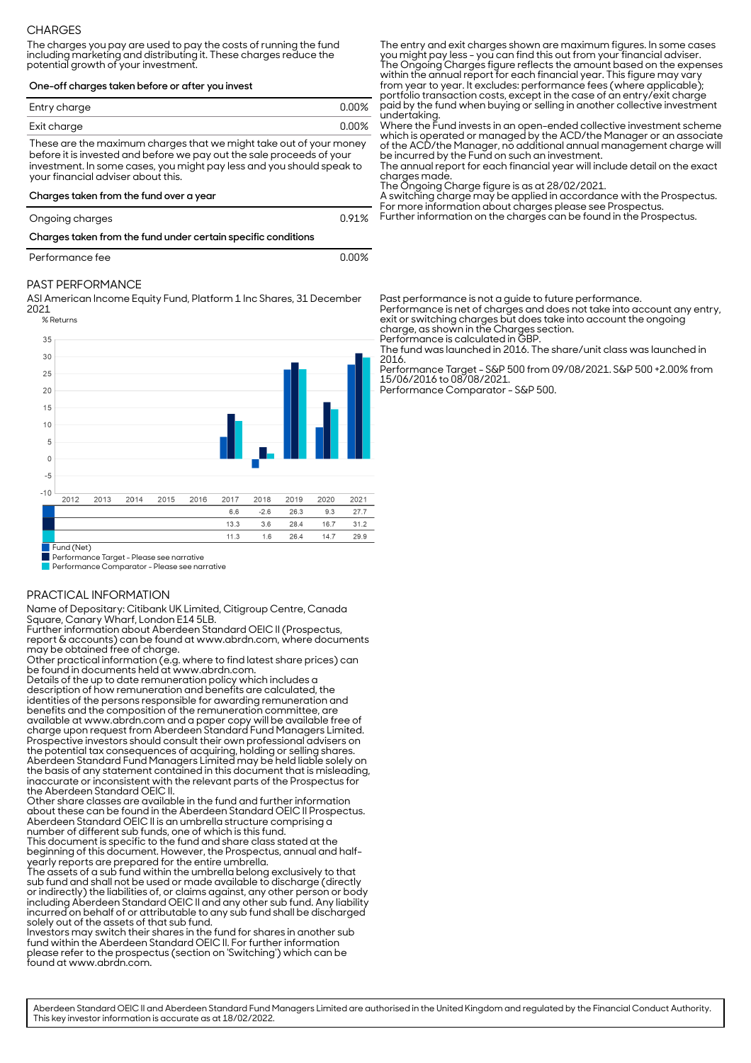## CHARGES

The charges you pay are used to pay the costs of running the fund including marketing and distributing it. These charges reduce the potential growth of your investment.

| One-off charges taken before or after you invest | |
|---|---|
| Entry charge | 0.00% |
| Exit charge | 0.00% |

These are the maximum charges that we might take out of your money before it is invested and before we pay out the sale proceeds of your investment. In some cases, you might pay less and you should speak to your financial adviser about this.

| Charges taken from the fund over a year | |
|---|---|
| Ongoing charges | 0.91% |

| Charges taken from the fund under certain specific conditions | |
|---|---|
| Performance fee | 0.00% |

The entry and exit charges shown are maximum figures. In some cases you might pay less - you can find this out from your financial adviser.
The Ongoing Charges figure reflects the amount based on the expenses within the annual report for each financial year. This figure may vary from year to year. It excludes: performance fees (where applicable); portfolio transaction costs, except in the case of an entry/exit charge paid by the fund when buying or selling in another collective investment undertaking.
Where the Fund invests in an open-ended collective investment scheme which is operated or managed by the ACD/the Manager or an associate of the ACD/the Manager, no additional annual management charge will be incurred by the Fund on such an investment.
The annual report for each financial year will include detail on the exact charges made.
The Ongoing Charge figure is as at 28/02/2021.
A switching charge may be applied in accordance with the Prospectus.
For more information about charges please see Prospectus.
Further information on the charges can be found in the Prospectus.

## PAST PERFORMANCE

ASI American Income Equity Fund, Platform 1 Inc Shares, 31 December 2021

% Returns

35
30
25
20
15
10
5
0
-5
-10

2012 2013 2014 2015 2016 2017 2018 2019 2020 2021

Fund (Net): 6.6 -2.6 26.3 9.3 27.7
Performance Target - Please see narrative: 13.3 3.6 28.4 16.7 31.2
Performance Comparator - Please see narrative: 11.3 1.6 26.4 14.7 29.9

Past performance is not a guide to future performance.
Performance is net of charges and does not take into account any entry, exit or switching charges but does take into account the ongoing charge, as shown in the Charges section.
Performance is calculated in GBP.
The fund was launched in 2016. The share/unit class was launched in 2016.
Performance Target - S&P 500 from 09/08/2021. S&P 500 +2.00% from 15/06/2016 to 08/08/2021.
Performance Comparator - S&P 500.

## PRACTICAL INFORMATION

Name of Depositary: Citibank UK Limited, Citigroup Centre, Canada Square, Canary Wharf, London E14 5LB.
Further information about Aberdeen Standard OEIC II (Prospectus, report & accounts) can be found at www.abrdn.com, where documents may be obtained free of charge.
Other practical information (e.g. where to find latest share prices) can be found in documents held at www.abrdn.com.
Details of the up to date remuneration policy which includes a description of how remuneration and benefits are calculated, the identities of the persons responsible for awarding remuneration and benefits and the composition of the remuneration committee, are available at www.abrdn.com and a paper copy will be available free of charge upon request from Aberdeen Standard Fund Managers Limited.
Prospective investors should consult their own professional advisers on the potential tax consequences of acquiring, holding or selling shares.
Aberdeen Standard Fund Managers Limited may be held liable solely on the basis of any statement contained in this document that is misleading, inaccurate or inconsistent with the relevant parts of the Prospectus for the Aberdeen Standard OEIC II.
Other share classes are available in the fund and further information about these can be found in the Aberdeen Standard OEIC II Prospectus.
Aberdeen Standard OEIC II is an umbrella structure comprising a number of different sub funds, one of which is this fund.
This document is specific to the fund and share class stated at the beginning of this document. However, the Prospectus, annual and half-yearly reports are prepared for the entire umbrella.
The assets of a sub fund within the umbrella belong exclusively to that sub fund and shall not be used or made available to discharge (directly or indirectly) the liabilities of, or claims against, any other person or body including Aberdeen Standard OEIC II and any other sub fund. Any liability incurred on behalf of or attributable to any sub fund shall be discharged solely out of the assets of that sub fund.
Investors may switch their shares in the fund for shares in another sub fund within the Aberdeen Standard OEIC II. For further information please refer to the prospectus (section on 'Switching') which can be found at www.abrdn.com.

Aberdeen Standard OEIC II and Aberdeen Standard Fund Managers Limited are authorised in the United Kingdom and regulated by the Financial Conduct Authority.
This key investor information is accurate as at 18/02/2022.